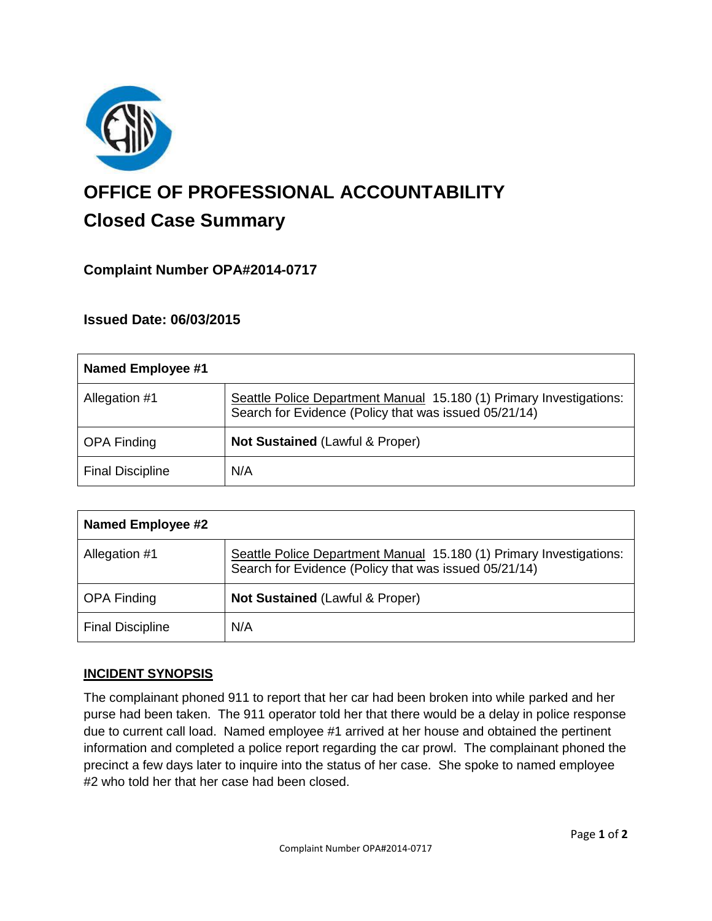# OFFICE OF PROFESSIONAL ACCOUNTABILITY

## Closed Case Summary

### Complaint Number OPA#2014-0717

### Issued Date: 06/03/2015

| Named Employee #1 | |
|---|---|
| Allegation #1 | Seattle Police Department Manual 15.180 (1) Primary Investigations: Search for Evidence (Policy that was issued 05/21/14) |
| OPA Finding | **Not Sustained** (Lawful & Proper) |
| Final Discipline | N/A |

| Named Employee #2 | |
|---|---|
| Allegation #1 | Seattle Police Department Manual 15.180 (1) Primary Investigations: Search for Evidence (Policy that was issued 05/21/14) |
| OPA Finding | **Not Sustained** (Lawful & Proper) |
| Final Discipline | N/A |

**INCIDENT SYNOPSIS**

The complainant phoned 911 to report that her car had been broken into while parked and her purse had been taken. The 911 operator told her that there would be a delay in police response due to current call load. Named employee #1 arrived at her house and obtained the pertinent information and completed a police report regarding the car prowl. The complainant phoned the precinct a few days later to inquire into the status of her case. She spoke to named employee #2 who told her that her case had been closed.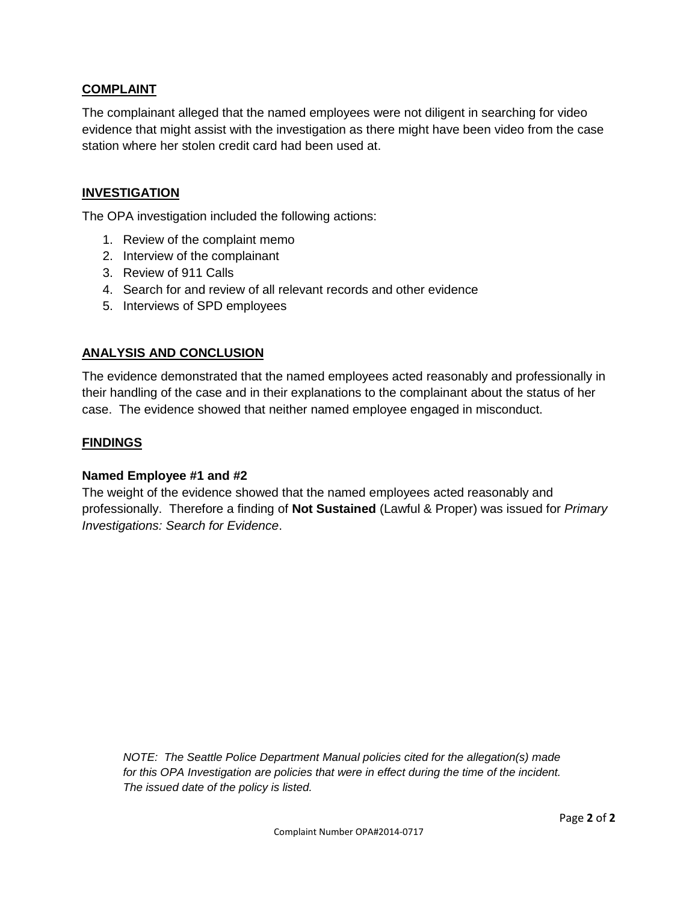## COMPLAINT

The complainant alleged that the named employees were not diligent in searching for video evidence that might assist with the investigation as there might have been video from the case station where her stolen credit card had been used at.

## INVESTIGATION

The OPA investigation included the following actions:

1. Review of the complaint memo
2. Interview of the complainant
3. Review of 911 Calls
4. Search for and review of all relevant records and other evidence
5. Interviews of SPD employees

## ANALYSIS AND CONCLUSION

The evidence demonstrated that the named employees acted reasonably and professionally in their handling of the case and in their explanations to the complainant about the status of her case. The evidence showed that neither named employee engaged in misconduct.

## FINDINGS

**Named Employee #1 and #2**

The weight of the evidence showed that the named employees acted reasonably and professionally. Therefore a finding of **Not Sustained** (Lawful & Proper) was issued for *Primary Investigations: Search for Evidence*.

*NOTE: The Seattle Police Department Manual policies cited for the allegation(s) made for this OPA Investigation are policies that were in effect during the time of the incident. The issued date of the policy is listed.*

Complaint Number OPA#2014-0717